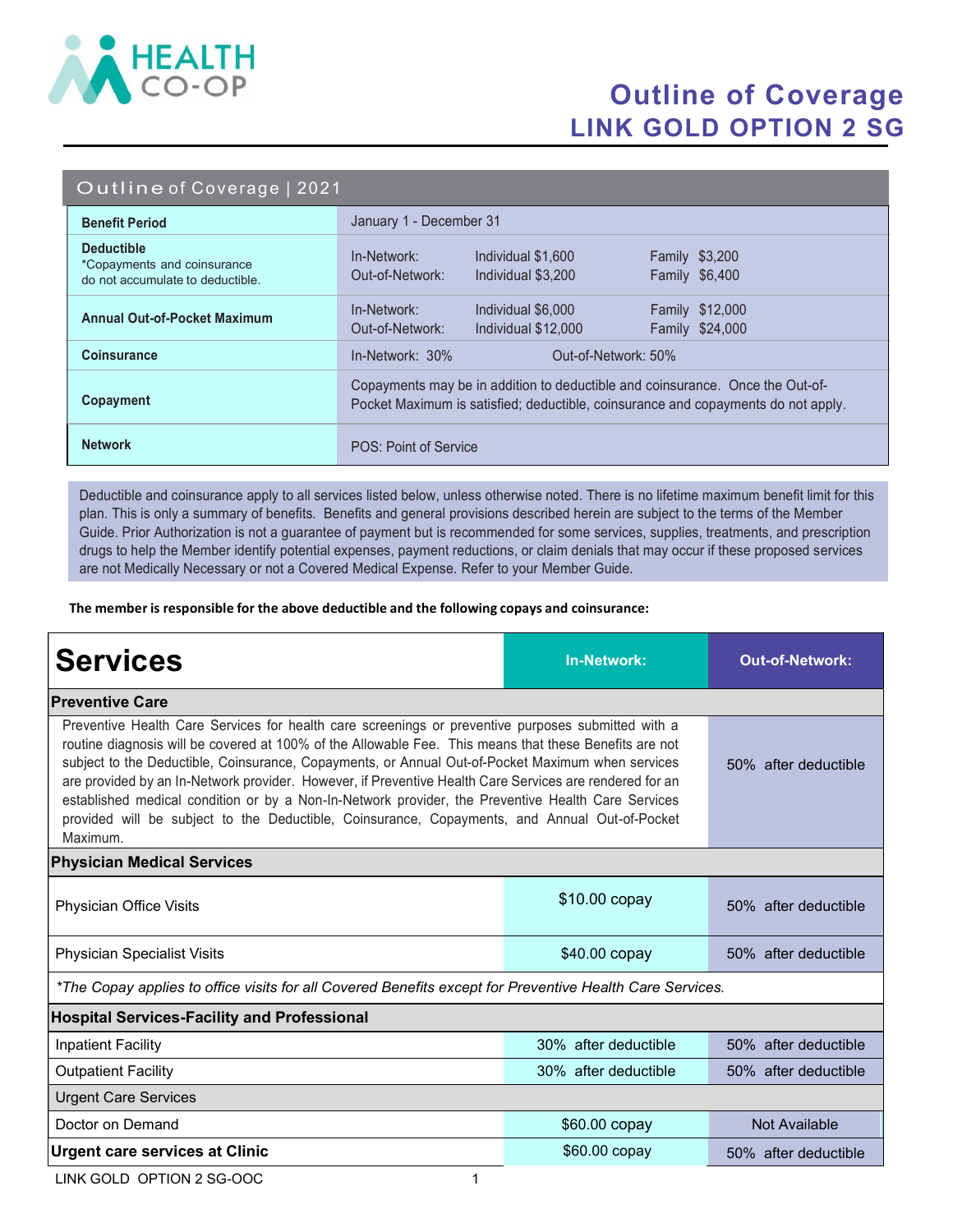# Outline of Coverage
## LINK GOLD OPTION 2 SG

### Outline of Coverage | 2021

| | | | |
|---|---|---|---|
| **Benefit Period** | January 1 - December 31 | | |
| **Deductible** *Copayments and coinsurance do not accumulate to deductible. | In-Network:<br>Out-of-Network: | Individual $1,600<br>Individual $3,200 | Family $3,200<br>Family $6,400 |
| **Annual Out-of-Pocket Maximum** | In-Network:<br>Out-of-Network: | Individual $6,000<br>Individual $12,000 | Family $12,000<br>Family $24,000 |
| **Coinsurance** | In-Network: 30% | Out-of-Network: 50% | |
| **Copayment** | Copayments may be in addition to deductible and coinsurance. Once the Out-of-Pocket Maximum is satisfied; deductible, coinsurance and copayments do not apply. | | |
| **Network** | POS: Point of Service | | |

Deductible and coinsurance apply to all services listed below, unless otherwise noted. There is no lifetime maximum benefit limit for this plan. This is only a summary of benefits. Benefits and general provisions described herein are subject to the terms of the Member Guide. Prior Authorization is not a guarantee of payment but is recommended for some services, supplies, treatments, and prescription drugs to help the Member identify potential expenses, payment reductions, or claim denials that may occur if these proposed services are not Medically Necessary or not a Covered Medical Expense. Refer to your Member Guide.

**The member is responsible for the above deductible and the following copays and coinsurance:**

| Services | In-Network: | Out-of-Network: |
|---|---|---|
| **Preventive Care** | | |
| Preventive Health Care Services for health care screenings or preventive purposes submitted with a routine diagnosis will be covered at 100% of the Allowable Fee. This means that these Benefits are not subject to the Deductible, Coinsurance, Copayments, or Annual Out-of-Pocket Maximum when services are provided by an In-Network provider. However, if Preventive Health Care Services are rendered for an established medical condition or by a Non-In-Network provider, the Preventive Health Care Services provided will be subject to the Deductible, Coinsurance, Copayments, and Annual Out-of-Pocket Maximum. | | 50% after deductible |
| **Physician Medical Services** | | |
| Physician Office Visits | $10.00 copay | 50% after deductible |
| Physician Specialist Visits | $40.00 copay | 50% after deductible |
| *\*The Copay applies to office visits for all Covered Benefits except for Preventive Health Care Services.* | | |
| **Hospital Services-Facility and Professional** | | |
| Inpatient Facility | 30% after deductible | 50% after deductible |
| Outpatient Facility | 30% after deductible | 50% after deductible |
| Urgent Care Services | | |
| Doctor on Demand | $60.00 copay | Not Available |
| **Urgent care services at Clinic** | $60.00 copay | 50% after deductible |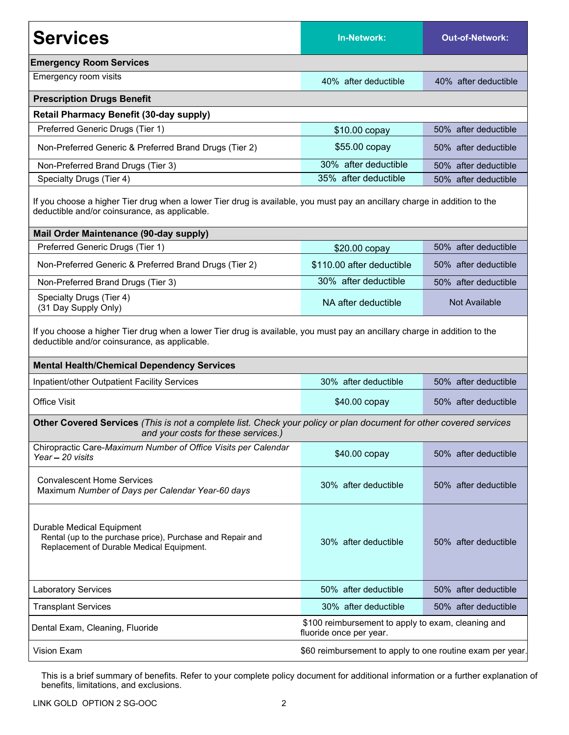| Services | In-Network: | Out-of-Network: |
|---|---|---|
| **Emergency Room Services** | | |
| Emergency room visits | 40% after deductible | 40% after deductible |
| **Prescription Drugs Benefit** | | |
| **Retail Pharmacy Benefit (30-day supply)** | | |
| Preferred Generic Drugs (Tier 1) | $10.00 copay | 50% after deductible |
| Non-Preferred Generic & Preferred Brand Drugs (Tier 2) | $55.00 copay | 50% after deductible |
| Non-Preferred Brand Drugs (Tier 3) | 30% after deductible | 50% after deductible |
| Specialty Drugs (Tier 4) | 35% after deductible | 50% after deductible |
| If you choose a higher Tier drug when a lower Tier drug is available, you must pay an ancillary charge in addition to the deductible and/or coinsurance, as applicable. | | |
| **Mail Order Maintenance (90-day supply)** | | |
| Preferred Generic Drugs (Tier 1) | $20.00 copay | 50% after deductible |
| Non-Preferred Generic & Preferred Brand Drugs (Tier 2) | $110.00 after deductible | 50% after deductible |
| Non-Preferred Brand Drugs (Tier 3) | 30% after deductible | 50% after deductible |
| Specialty Drugs (Tier 4) (31 Day Supply Only) | NA after deductible | Not Available |
| If you choose a higher Tier drug when a lower Tier drug is available, you must pay an ancillary charge in addition to the deductible and/or coinsurance, as applicable. | | |
| **Mental Health/Chemical Dependency Services** | | |
| Inpatient/other Outpatient Facility Services | 30% after deductible | 50% after deductible |
| Office Visit | $40.00 copay | 50% after deductible |
| **Other Covered Services** *(This is not a complete list. Check your policy or plan document for other covered services and your costs for these services.)* | | |
| Chiropractic Care-*Maximum Number of Office Visits per Calendar Year – 20 visits* | $40.00 copay | 50% after deductible |
| Convalescent Home Services Maximum *Number of Days per Calendar Year-60 days* | 30% after deductible | 50% after deductible |
| Durable Medical Equipment Rental (up to the purchase price), Purchase and Repair and Replacement of Durable Medical Equipment. | 30% after deductible | 50% after deductible |
| Laboratory Services | 50% after deductible | 50% after deductible |
| Transplant Services | 30% after deductible | 50% after deductible |
| Dental Exam, Cleaning, Fluoride | $100 reimbursement to apply to exam, cleaning and fluoride once per year. | |
| Vision Exam | $60 reimbursement to apply to one routine exam per year. | |

This is a brief summary of benefits. Refer to your complete policy document for additional information or a further explanation of benefits, limitations, and exclusions.

LINK GOLD OPTION 2 SG-OOC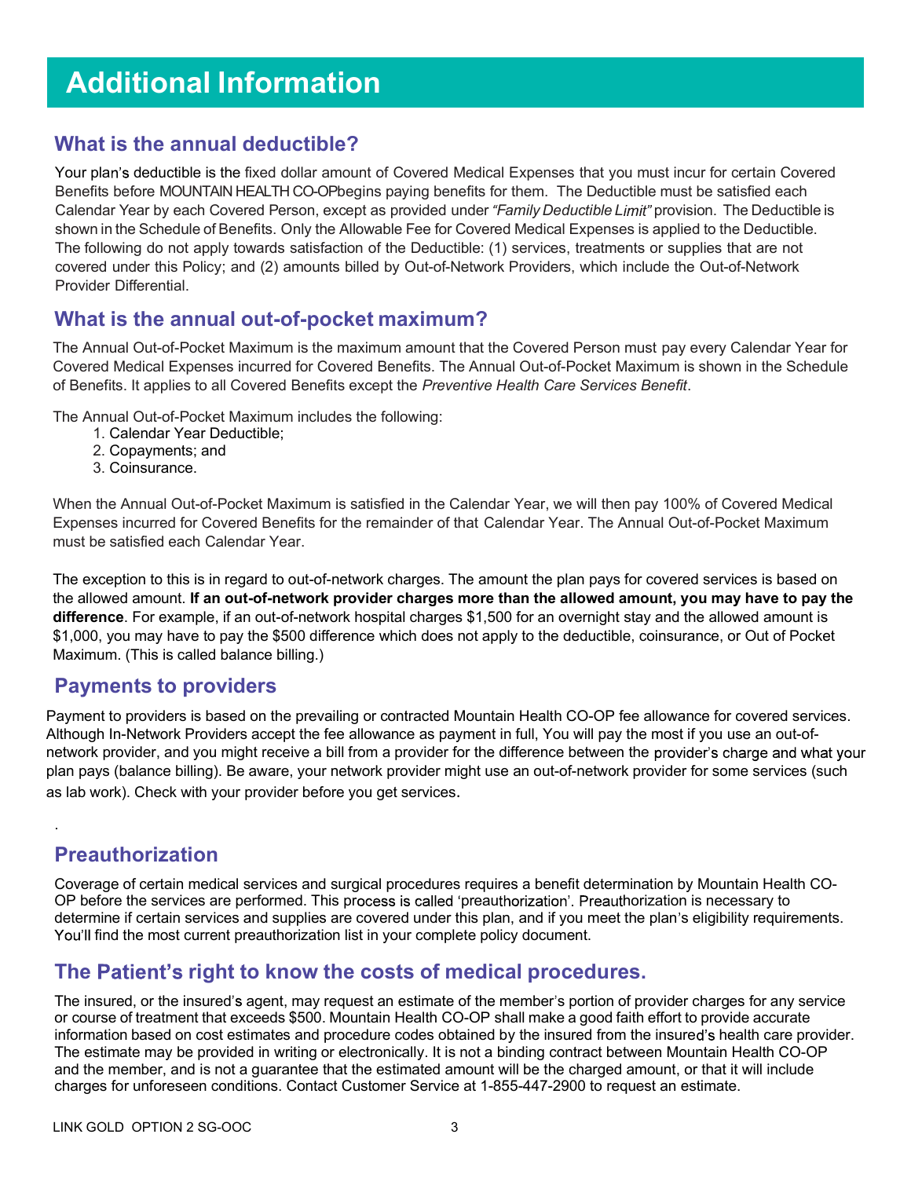# Additional Information

## What is the annual deductible?

Your plan's deductible is the fixed dollar amount of Covered Medical Expenses that you must incur for certain Covered Benefits before MOUNTAIN HEALTH CO-OPbegins paying benefits for them. The Deductible must be satisfied each Calendar Year by each Covered Person, except as provided under *"Family Deductible Limit"* provision. The Deductible is shown in the Schedule of Benefits. Only the Allowable Fee for Covered Medical Expenses is applied to the Deductible. The following do not apply towards satisfaction of the Deductible: (1) services, treatments or supplies that are not covered under this Policy; and (2) amounts billed by Out-of-Network Providers, which include the Out-of-Network Provider Differential.

## What is the annual out-of-pocket maximum?

The Annual Out-of-Pocket Maximum is the maximum amount that the Covered Person must pay every Calendar Year for Covered Medical Expenses incurred for Covered Benefits. The Annual Out-of-Pocket Maximum is shown in the Schedule of Benefits. It applies to all Covered Benefits except the *Preventive Health Care Services Benefit*.

The Annual Out-of-Pocket Maximum includes the following:

1. Calendar Year Deductible;
2. Copayments; and
3. Coinsurance.

When the Annual Out-of-Pocket Maximum is satisfied in the Calendar Year, we will then pay 100% of Covered Medical Expenses incurred for Covered Benefits for the remainder of that Calendar Year. The Annual Out-of-Pocket Maximum must be satisfied each Calendar Year.

The exception to this is in regard to out-of-network charges. The amount the plan pays for covered services is based on the allowed amount. **If an out-of-network provider charges more than the allowed amount, you may have to pay the difference**. For example, if an out-of-network hospital charges $1,500 for an overnight stay and the allowed amount is $1,000, you may have to pay the $500 difference which does not apply to the deductible, coinsurance, or Out of Pocket Maximum. (This is called balance billing.)

## Payments to providers

Payment to providers is based on the prevailing or contracted Mountain Health CO-OP fee allowance for covered services. Although In-Network Providers accept the fee allowance as payment in full, You will pay the most if you use an out-of-network provider, and you might receive a bill from a provider for the difference between the provider's charge and what your plan pays (balance billing). Be aware, your network provider might use an out-of-network provider for some services (such as lab work). Check with your provider before you get services.

## Preauthorization

Coverage of certain medical services and surgical procedures requires a benefit determination by Mountain Health CO-OP before the services are performed. This process is called 'preauthorization'. Preauthorization is necessary to determine if certain services and supplies are covered under this plan, and if you meet the plan's eligibility requirements. You'll find the most current preauthorization list in your complete policy document.

## The Patient's right to know the costs of medical procedures.

The insured, or the insured's agent, may request an estimate of the member's portion of provider charges for any service or course of treatment that exceeds $500. Mountain Health CO-OP shall make a good faith effort to provide accurate information based on cost estimates and procedure codes obtained by the insured from the insured's health care provider. The estimate may be provided in writing or electronically. It is not a binding contract between Mountain Health CO-OP and the member, and is not a guarantee that the estimated amount will be the charged amount, or that it will include charges for unforeseen conditions. Contact Customer Service at 1-855-447-2900 to request an estimate.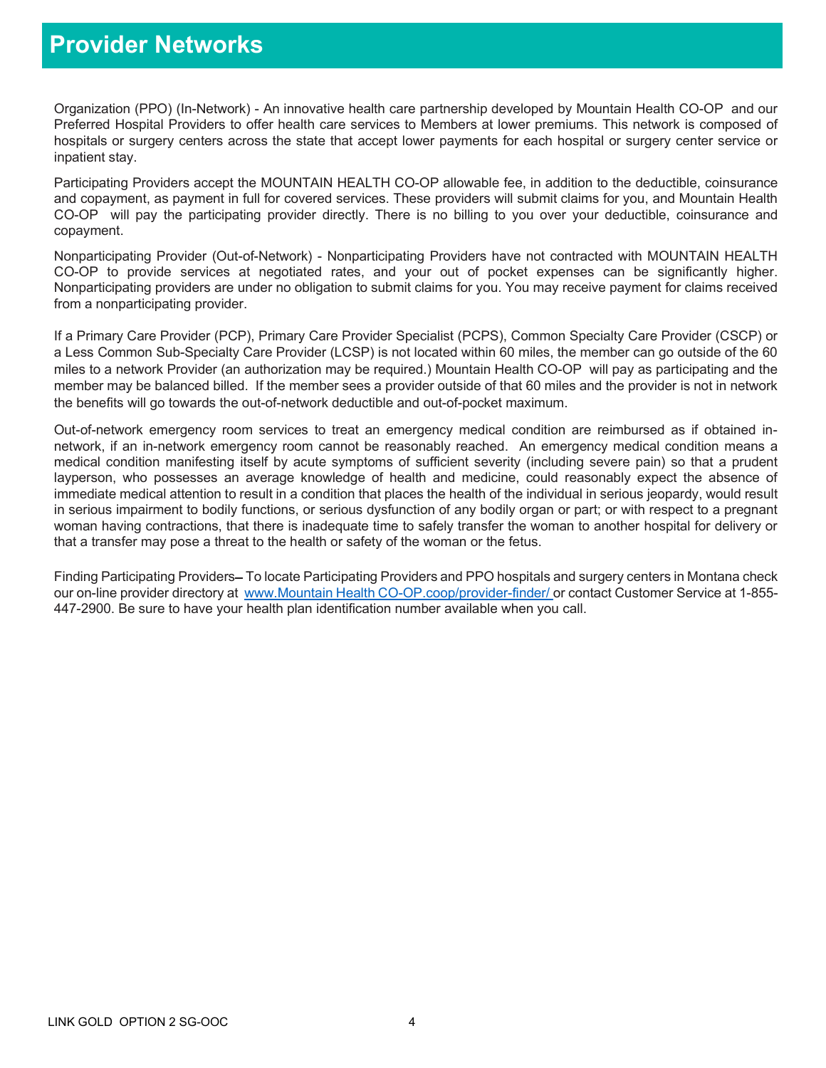# Provider Networks

Organization (PPO) (In-Network) - An innovative health care partnership developed by Mountain Health CO-OP and our Preferred Hospital Providers to offer health care services to Members at lower premiums. This network is composed of hospitals or surgery centers across the state that accept lower payments for each hospital or surgery center service or inpatient stay.

Participating Providers accept the MOUNTAIN HEALTH CO-OP allowable fee, in addition to the deductible, coinsurance and copayment, as payment in full for covered services. These providers will submit claims for you, and Mountain Health CO-OP will pay the participating provider directly. There is no billing to you over your deductible, coinsurance and copayment.

Nonparticipating Provider (Out-of-Network) - Nonparticipating Providers have not contracted with MOUNTAIN HEALTH CO-OP to provide services at negotiated rates, and your out of pocket expenses can be significantly higher. Nonparticipating providers are under no obligation to submit claims for you. You may receive payment for claims received from a nonparticipating provider.

If a Primary Care Provider (PCP), Primary Care Provider Specialist (PCPS), Common Specialty Care Provider (CSCP) or a Less Common Sub-Specialty Care Provider (LCSP) is not located within 60 miles, the member can go outside of the 60 miles to a network Provider (an authorization may be required.) Mountain Health CO-OP will pay as participating and the member may be balanced billed. If the member sees a provider outside of that 60 miles and the provider is not in network the benefits will go towards the out-of-network deductible and out-of-pocket maximum.

Out-of-network emergency room services to treat an emergency medical condition are reimbursed as if obtained in-network, if an in-network emergency room cannot be reasonably reached. An emergency medical condition means a medical condition manifesting itself by acute symptoms of sufficient severity (including severe pain) so that a prudent layperson, who possesses an average knowledge of health and medicine, could reasonably expect the absence of immediate medical attention to result in a condition that places the health of the individual in serious jeopardy, would result in serious impairment to bodily functions, or serious dysfunction of any bodily organ or part; or with respect to a pregnant woman having contractions, that there is inadequate time to safely transfer the woman to another hospital for delivery or that a transfer may pose a threat to the health or safety of the woman or the fetus.

Finding Participating Providers– To locate Participating Providers and PPO hospitals and surgery centers in Montana check our on-line provider directory at www.Mountain Health CO-OP.coop/provider-finder/ or contact Customer Service at 1-855-447-2900. Be sure to have your health plan identification number available when you call.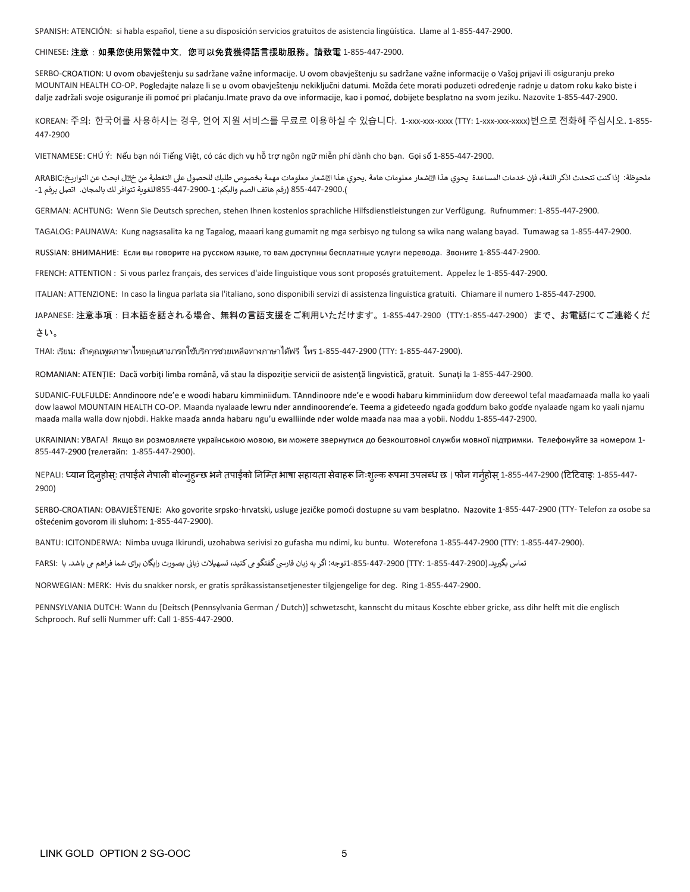SPANISH: ATENCIÓN: si habla español, tiene a su disposición servicios gratuitos de asistencia lingüística. Llame al 1-855-447-2900.

CHINESE: **注意：如果您使用繁體中文，您可以免費獲得語言援助服務。請致電** 1-855-447-2900.

SERBO-CROATION: U ovom obavještenju su sadržane važne informacije. U ovom obavještenju su sadržane važne informacije o Vašoj prijavi ili osiguranju preko MOUNTAIN HEALTH CO-OP. Pogledajte nalaze li se u ovom obavještenju nekiključni datumi. Možda ćete morati poduzeti određenje radnje u datom roku kako biste i dalje zadržali svoje osiguranje ili pomoć pri plaćanju.Imate pravo da ove informacije, kao i pomoć, dobijete besplatno na svom jeziku. Nazovite 1-855-447-2900.

KOREAN: 주의: 한국어를 사용하시는 경우, 언어 지원 서비스를 무료로 이용하실 수 있습니다. 1-xxx-xxx-xxxx (TTY: 1-xxx-xxx-xxxx)번으로 전화해 주십시오. 1-855-447-2900

VIETNAMESE: CHÚ Ý: Nếu bạn nói Tiếng Việt, có các dịch vụ hỗ trợ ngôn ngữ miễn phí dành cho bạn. Gọi số 1-855-447-2900.

ARABIC: ملحوظة: إذا كنت تتحدث اذكر اللغة، فإن خدمات المساعدة يحوي هذا الإشعار معلومات هامة .يحوي هذا الإشعار معلومات مهمة بخصوص طلبك للحصول على التغطية من خلال ابحث عن التواريخ اللغوية تتوافر لك بالمجان. اتصل برقم 1- 855-447-2900 (رقم هاتف الصم والبكم: 1-855-447-2900).

GERMAN: ACHTUNG: Wenn Sie Deutsch sprechen, stehen Ihnen kostenlos sprachliche Hilfsdienstleistungen zur Verfügung. Rufnummer: 1-855-447-2900.

TAGALOG: PAUNAWA: Kung nagsasalita ka ng Tagalog, maaari kang gumamit ng mga serbisyo ng tulong sa wika nang walang bayad. Tumawag sa 1-855-447-2900.

RUSSIAN: ВНИМАНИЕ: Если вы говорите на русском языке, то вам доступны бесплатные услуги перевода. Звоните 1-855-447-2900.

FRENCH: ATTENTION : Si vous parlez français, des services d'aide linguistique vous sont proposés gratuitement. Appelez le 1-855-447-2900.

ITALIAN: ATTENZIONE: In caso la lingua parlata sia l'italiano, sono disponibili servizi di assistenza linguistica gratuiti. Chiamare il numero 1-855-447-2900.

JAPANESE: **注意事項：日本語を話される場合、無料の言語支援をご利用いただけます。**1-855-447-2900（TTY:1-855-447-2900）**まで、お電話にてご連絡ください。**

THAI: เรียน: ถ้าคุณพูดภาษาไทยคุณสามารถใช้บริการช่วยเหลือทางภาษาได้ฟรี โทร 1-855-447-2900 (TTY: 1-855-447-2900).

ROMANIAN: ATENȚIE: Dacă vorbiți limba română, vă stau la dispoziție servicii de asistență lingvistică, gratuit. Sunați la 1-855-447-2900.

SUDANIC-FULFULDE: Anndinoore nde'e e woodi habaru kimminiiɗum. TAnndinoore nde'e e woodi habaru kimminiiɗum dow ɗereewol tefal maaɗamaaɗa malla ko yaali dow laawol MOUNTAIN HEALTH CO-OP. Maanda nyalaaɗe lewru nder anndinoorende'e. Teema a giɗeteeɗo ngaɗa goɗɗum bako goɗɗe nyalaaɗe ngam ko yaali njamu maaɗa malla walla dow njobdi. Hakke maaɗa annda habaru ngu'u ewalliinde nder wolde maaɗa naa maa a yoɓii. Noddu 1-855-447-2900.

UKRAINIAN: УВАГА! Якщо ви розмовляєте українською мовою, ви можете звернутися до безкоштовної служби мовної підтримки. Телефонуйте за номером 1-855-447-2900 (телетайп: 1-855-447-2900).

NEPALI: ध्यान दिनुहोस्: तपाईंले नेपाली बोल्नुहुन्छ भने तपाईंको निम्ति भाषा सहायता सेवाहरू निःशुल्क रूपमा उपलब्ध छ । फोन गर्नुहोस् 1-855-447-2900 (टिटिवाइ: 1-855-447-2900)

SERBO-CROATIAN: OBAVJEŠTENJE: Ako govorite srpsko-hrvatski, usluge jezičke pomoći dostupne su vam besplatno. Nazovite 1-855-447-2900 (TTY- Telefon za osobe sa oštećenim govorom ili sluhom: 1-855-447-2900).

BANTU: ICITONDERWA: Nimba uvuga Ikirundi, uzohabwa serivisi zo gufasha mu ndimi, ku buntu. Woterefona 1-855-447-2900 (TTY: 1-855-447-2900).

FARSI: توجه: اگر به زبان فارسی گفتگو می کنید، تسهیلات زبانی بصورت رایگان برای شما فراهم می باشد. با 1-855-447-2900 (TTY: 1-855-447-2900) تماس بگیرید.

NORWEGIAN: MERK: Hvis du snakker norsk, er gratis språkassistansetjenester tilgjengelige for deg. Ring 1-855-447-2900.

PENNSYLVANIA DUTCH: Wann du [Deitsch (Pennsylvania German / Dutch)] schwetzscht, kannscht du mitaus Koschte ebber gricke, ass dihr helft mit die englisch Schprooch. Ruf selli Nummer uff: Call 1-855-447-2900.

LINK GOLD OPTION 2 SG-OOC